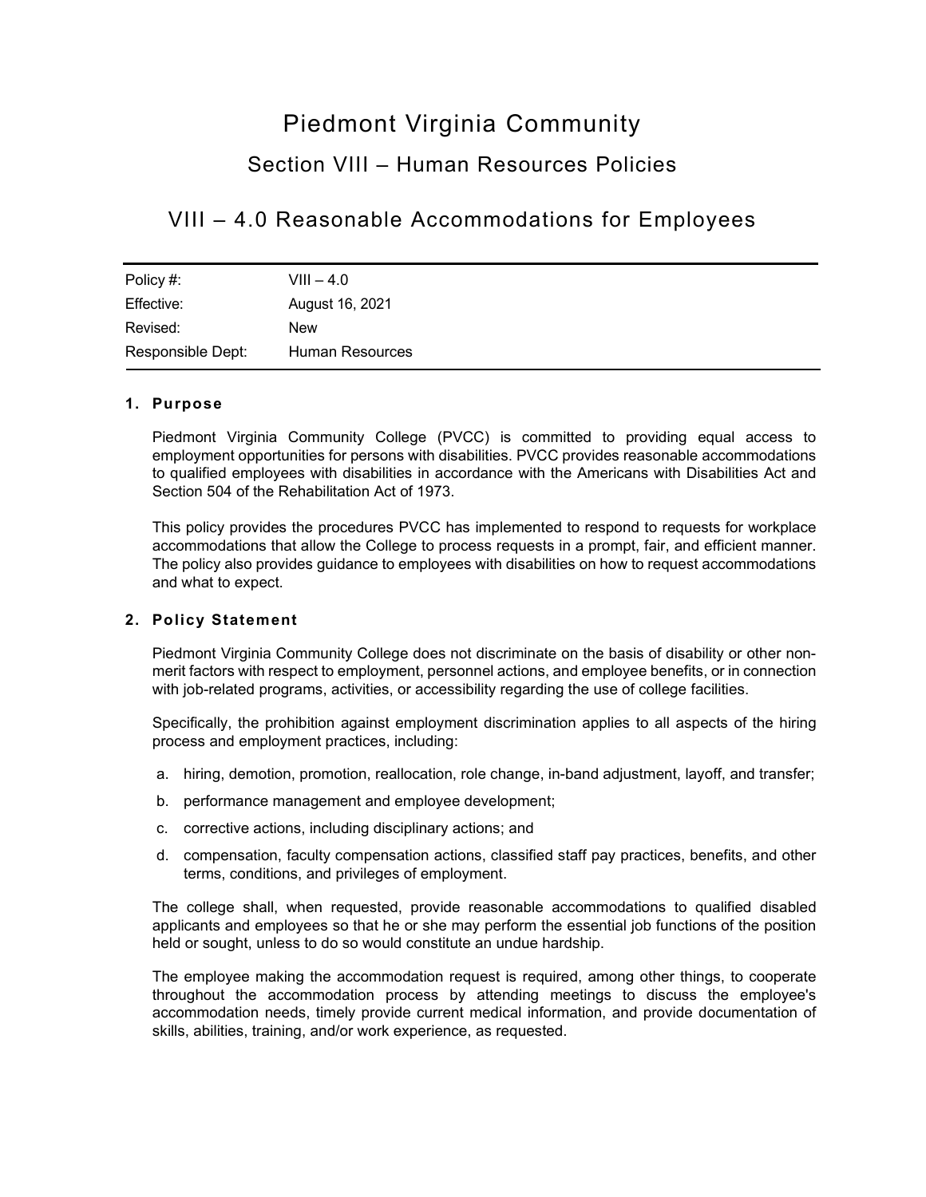# Piedmont Virginia Community

## Section VIII – Human Resources Policies

## VIII – 4.0 Reasonable Accommodations for Employees

| Policy #: | VIII – 4.0 |
|---|---|
| Effective: | August 16, 2021 |
| Revised: | New |
| Responsible Dept: | Human Resources |

### 1. Purpose

Piedmont Virginia Community College (PVCC) is committed to providing equal access to employment opportunities for persons with disabilities. PVCC provides reasonable accommodations to qualified employees with disabilities in accordance with the Americans with Disabilities Act and Section 504 of the Rehabilitation Act of 1973.

This policy provides the procedures PVCC has implemented to respond to requests for workplace accommodations that allow the College to process requests in a prompt, fair, and efficient manner. The policy also provides guidance to employees with disabilities on how to request accommodations and what to expect.

### 2. Policy Statement

Piedmont Virginia Community College does not discriminate on the basis of disability or other non-merit factors with respect to employment, personnel actions, and employee benefits, or in connection with job-related programs, activities, or accessibility regarding the use of college facilities.

Specifically, the prohibition against employment discrimination applies to all aspects of the hiring process and employment practices, including:

a. hiring, demotion, promotion, reallocation, role change, in-band adjustment, layoff, and transfer;

b. performance management and employee development;

c. corrective actions, including disciplinary actions; and

d. compensation, faculty compensation actions, classified staff pay practices, benefits, and other terms, conditions, and privileges of employment.

The college shall, when requested, provide reasonable accommodations to qualified disabled applicants and employees so that he or she may perform the essential job functions of the position held or sought, unless to do so would constitute an undue hardship.

The employee making the accommodation request is required, among other things, to cooperate throughout the accommodation process by attending meetings to discuss the employee's accommodation needs, timely provide current medical information, and provide documentation of skills, abilities, training, and/or work experience, as requested.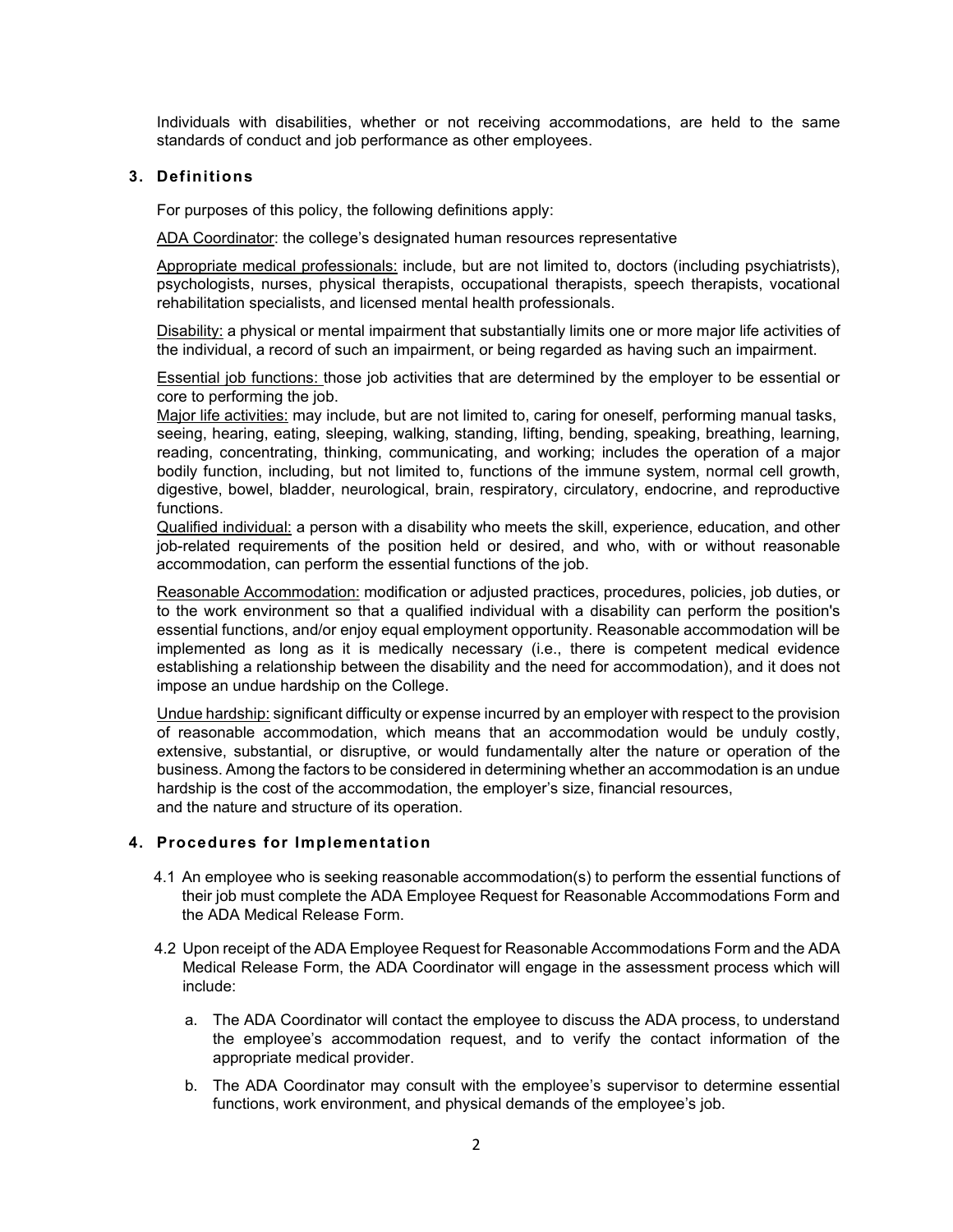Individuals with disabilities, whether or not receiving accommodations, are held to the same standards of conduct and job performance as other employees.

## 3. Definitions

For purposes of this policy, the following definitions apply:

<u>ADA Coordinator</u>: the college's designated human resources representative

<u>Appropriate medical professionals:</u> include, but are not limited to, doctors (including psychiatrists), psychologists, nurses, physical therapists, occupational therapists, speech therapists, vocational rehabilitation specialists, and licensed mental health professionals.

<u>Disability:</u> a physical or mental impairment that substantially limits one or more major life activities of the individual, a record of such an impairment, or being regarded as having such an impairment.

<u>Essential job functions:</u> those job activities that are determined by the employer to be essential or core to performing the job.

<u>Major life activities:</u> may include, but are not limited to, caring for oneself, performing manual tasks, seeing, hearing, eating, sleeping, walking, standing, lifting, bending, speaking, breathing, learning, reading, concentrating, thinking, communicating, and working; includes the operation of a major bodily function, including, but not limited to, functions of the immune system, normal cell growth, digestive, bowel, bladder, neurological, brain, respiratory, circulatory, endocrine, and reproductive functions.

<u>Qualified individual:</u> a person with a disability who meets the skill, experience, education, and other job-related requirements of the position held or desired, and who, with or without reasonable accommodation, can perform the essential functions of the job.

<u>Reasonable Accommodation:</u> modification or adjusted practices, procedures, policies, job duties, or to the work environment so that a qualified individual with a disability can perform the position's essential functions, and/or enjoy equal employment opportunity. Reasonable accommodation will be implemented as long as it is medically necessary (i.e., there is competent medical evidence establishing a relationship between the disability and the need for accommodation), and it does not impose an undue hardship on the College.

<u>Undue hardship:</u> significant difficulty or expense incurred by an employer with respect to the provision of reasonable accommodation, which means that an accommodation would be unduly costly, extensive, substantial, or disruptive, or would fundamentally alter the nature or operation of the business. Among the factors to be considered in determining whether an accommodation is an undue hardship is the cost of the accommodation, the employer's size, financial resources, and the nature and structure of its operation.

## 4. Procedures for Implementation

4.1 An employee who is seeking reasonable accommodation(s) to perform the essential functions of their job must complete the ADA Employee Request for Reasonable Accommodations Form and the ADA Medical Release Form.

4.2 Upon receipt of the ADA Employee Request for Reasonable Accommodations Form and the ADA Medical Release Form, the ADA Coordinator will engage in the assessment process which will include:

a. The ADA Coordinator will contact the employee to discuss the ADA process, to understand the employee's accommodation request, and to verify the contact information of the appropriate medical provider.

b. The ADA Coordinator may consult with the employee's supervisor to determine essential functions, work environment, and physical demands of the employee's job.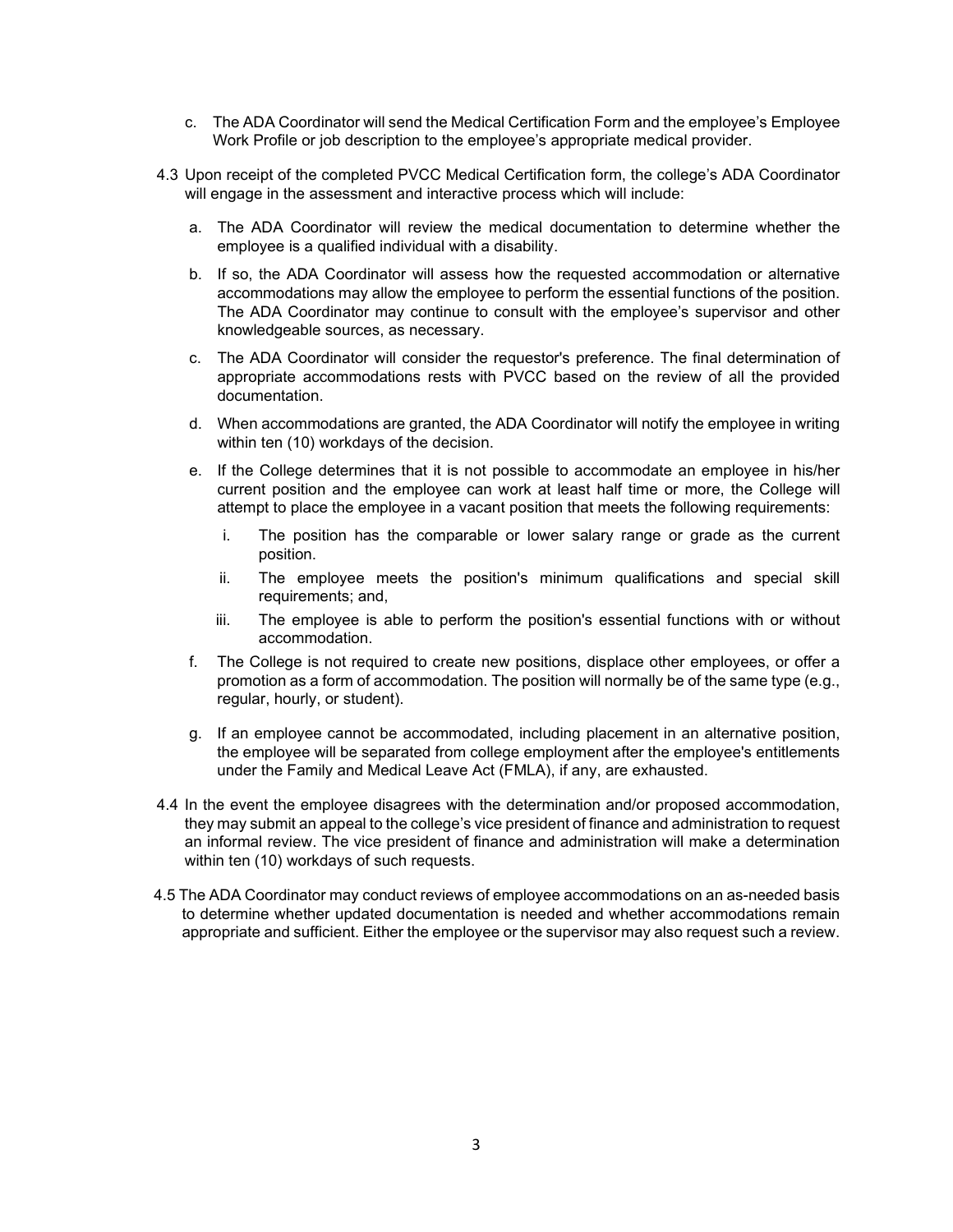c. The ADA Coordinator will send the Medical Certification Form and the employee's Employee Work Profile or job description to the employee's appropriate medical provider.

4.3 Upon receipt of the completed PVCC Medical Certification form, the college's ADA Coordinator will engage in the assessment and interactive process which will include:

a. The ADA Coordinator will review the medical documentation to determine whether the employee is a qualified individual with a disability.

b. If so, the ADA Coordinator will assess how the requested accommodation or alternative accommodations may allow the employee to perform the essential functions of the position. The ADA Coordinator may continue to consult with the employee's supervisor and other knowledgeable sources, as necessary.

c. The ADA Coordinator will consider the requestor's preference. The final determination of appropriate accommodations rests with PVCC based on the review of all the provided documentation.

d. When accommodations are granted, the ADA Coordinator will notify the employee in writing within ten (10) workdays of the decision.

e. If the College determines that it is not possible to accommodate an employee in his/her current position and the employee can work at least half time or more, the College will attempt to place the employee in a vacant position that meets the following requirements:

   i. The position has the comparable or lower salary range or grade as the current position.

   ii. The employee meets the position's minimum qualifications and special skill requirements; and,

   iii. The employee is able to perform the position's essential functions with or without accommodation.

f. The College is not required to create new positions, displace other employees, or offer a promotion as a form of accommodation. The position will normally be of the same type (e.g., regular, hourly, or student).

g. If an employee cannot be accommodated, including placement in an alternative position, the employee will be separated from college employment after the employee's entitlements under the Family and Medical Leave Act (FMLA), if any, are exhausted.

4.4 In the event the employee disagrees with the determination and/or proposed accommodation, they may submit an appeal to the college's vice president of finance and administration to request an informal review. The vice president of finance and administration will make a determination within ten (10) workdays of such requests.

4.5 The ADA Coordinator may conduct reviews of employee accommodations on an as-needed basis to determine whether updated documentation is needed and whether accommodations remain appropriate and sufficient. Either the employee or the supervisor may also request such a review.